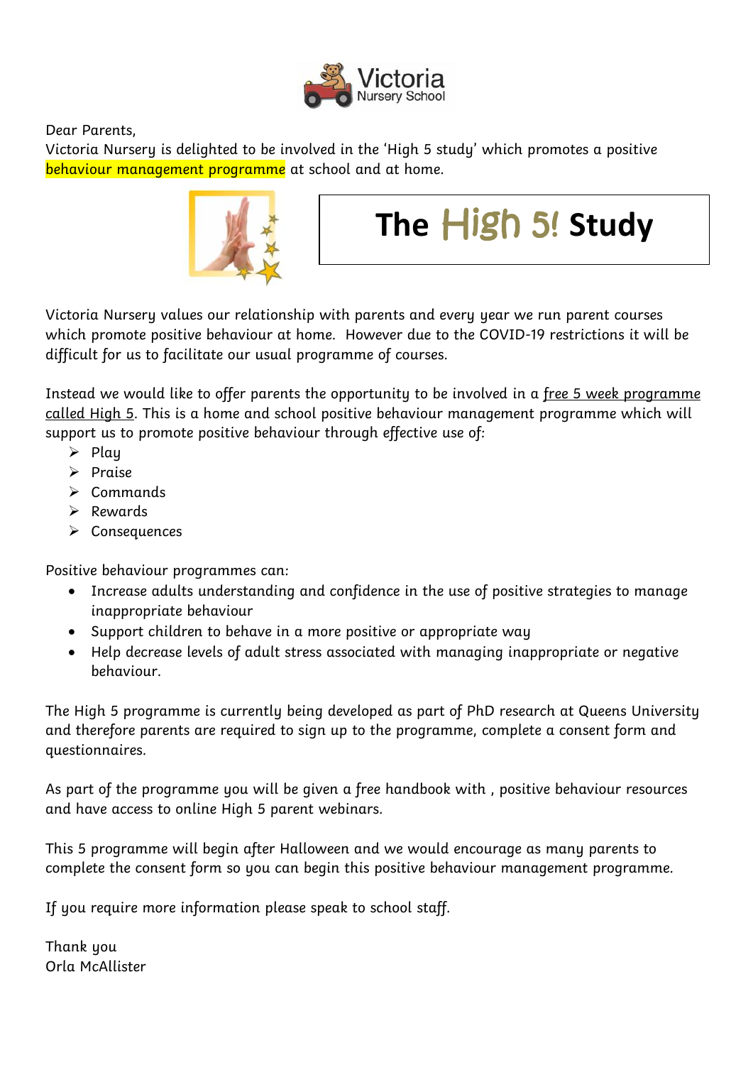Victoria Nursery School

Dear Parents,
Victoria Nursery is delighted to be involved in the 'High 5 study' which promotes a positive behaviour management programme at school and at home.

# The High 5! Study

Victoria Nursery values our relationship with parents and every year we run parent courses which promote positive behaviour at home. However due to the COVID-19 restrictions it will be difficult for us to facilitate our usual programme of courses.

Instead we would like to offer parents the opportunity to be involved in a free 5 week programme called High 5. This is a home and school positive behaviour management programme which will support us to promote positive behaviour through effective use of:

- Play
- Praise
- Commands
- Rewards
- Consequences

Positive behaviour programmes can:

- Increase adults understanding and confidence in the use of positive strategies to manage inappropriate behaviour
- Support children to behave in a more positive or appropriate way
- Help decrease levels of adult stress associated with managing inappropriate or negative behaviour.

The High 5 programme is currently being developed as part of PhD research at Queens University and therefore parents are required to sign up to the programme, complete a consent form and questionnaires.

As part of the programme you will be given a free handbook with , positive behaviour resources and have access to online High 5 parent webinars.

This 5 programme will begin after Halloween and we would encourage as many parents to complete the consent form so you can begin this positive behaviour management programme.

If you require more information please speak to school staff.

Thank you
Orla McAllister